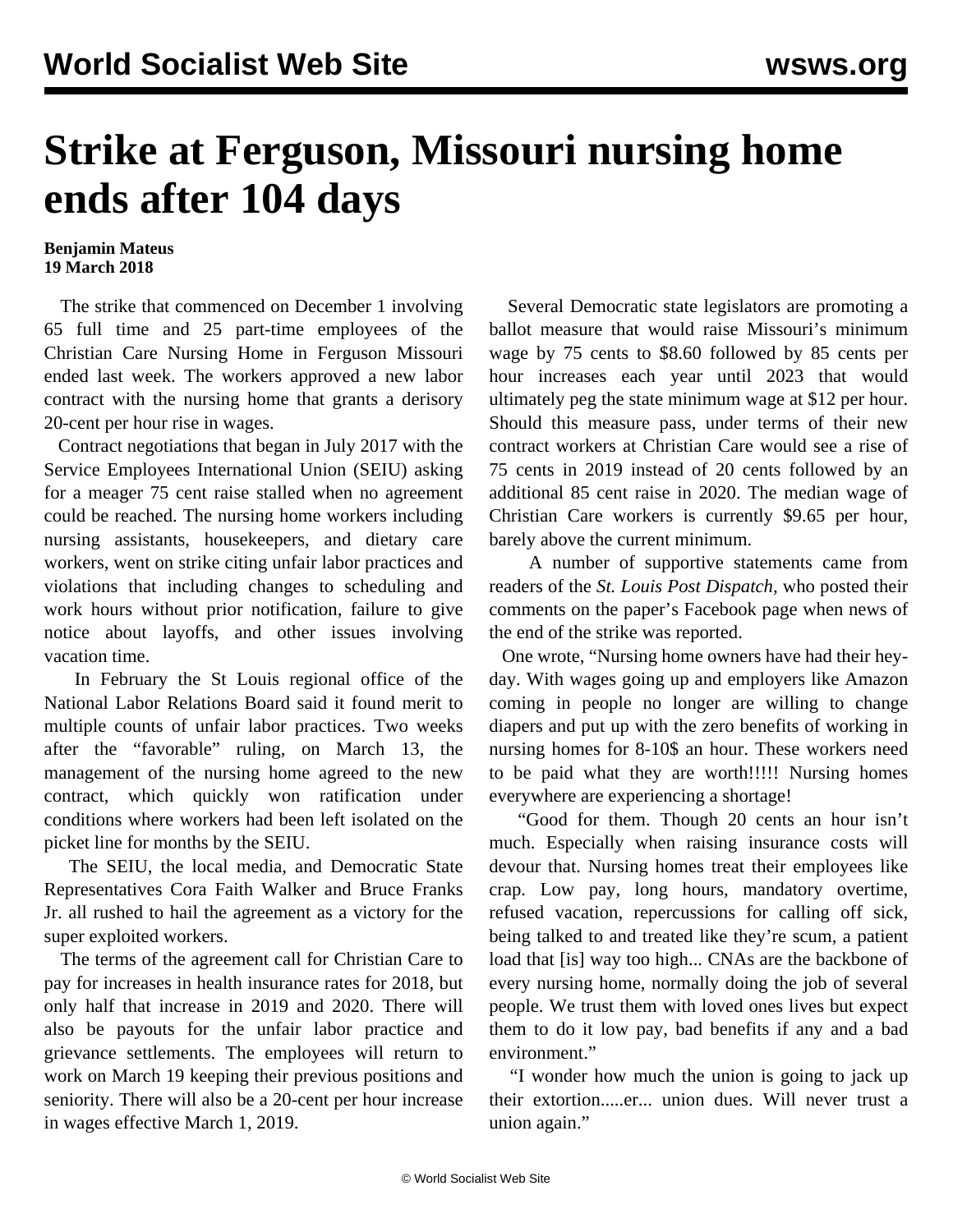# Strike at Ferguson, Missouri nursing home ends after 104 days

**Benjamin Mateus**
**19 March 2018**

The strike that commenced on December 1 involving 65 full time and 25 part-time employees of the Christian Care Nursing Home in Ferguson Missouri ended last week. The workers approved a new labor contract with the nursing home that grants a derisory 20-cent per hour rise in wages.

Contract negotiations that began in July 2017 with the Service Employees International Union (SEIU) asking for a meager 75 cent raise stalled when no agreement could be reached. The nursing home workers including nursing assistants, housekeepers, and dietary care workers, went on strike citing unfair labor practices and violations that including changes to scheduling and work hours without prior notification, failure to give notice about layoffs, and other issues involving vacation time.

In February the St Louis regional office of the National Labor Relations Board said it found merit to multiple counts of unfair labor practices. Two weeks after the "favorable" ruling, on March 13, the management of the nursing home agreed to the new contract, which quickly won ratification under conditions where workers had been left isolated on the picket line for months by the SEIU.

The SEIU, the local media, and Democratic State Representatives Cora Faith Walker and Bruce Franks Jr. all rushed to hail the agreement as a victory for the super exploited workers.

The terms of the agreement call for Christian Care to pay for increases in health insurance rates for 2018, but only half that increase in 2019 and 2020. There will also be payouts for the unfair labor practice and grievance settlements. The employees will return to work on March 19 keeping their previous positions and seniority. There will also be a 20-cent per hour increase in wages effective March 1, 2019.

Several Democratic state legislators are promoting a ballot measure that would raise Missouri's minimum wage by 75 cents to $8.60 followed by 85 cents per hour increases each year until 2023 that would ultimately peg the state minimum wage at $12 per hour. Should this measure pass, under terms of their new contract workers at Christian Care would see a rise of 75 cents in 2019 instead of 20 cents followed by an additional 85 cent raise in 2020. The median wage of Christian Care workers is currently $9.65 per hour, barely above the current minimum.

A number of supportive statements came from readers of the *St. Louis Post Dispatch*, who posted their comments on the paper's Facebook page when news of the end of the strike was reported.

One wrote, "Nursing home owners have had their hey-day. With wages going up and employers like Amazon coming in people no longer are willing to change diapers and put up with the zero benefits of working in nursing homes for 8-10$ an hour. These workers need to be paid what they are worth!!!!! Nursing homes everywhere are experiencing a shortage!

"Good for them. Though 20 cents an hour isn't much. Especially when raising insurance costs will devour that. Nursing homes treat their employees like crap. Low pay, long hours, mandatory overtime, refused vacation, repercussions for calling off sick, being talked to and treated like they're scum, a patient load that [is] way too high... CNAs are the backbone of every nursing home, normally doing the job of several people. We trust them with loved ones lives but expect them to do it low pay, bad benefits if any and a bad environment."

"I wonder how much the union is going to jack up their extortion.....er... union dues. Will never trust a union again."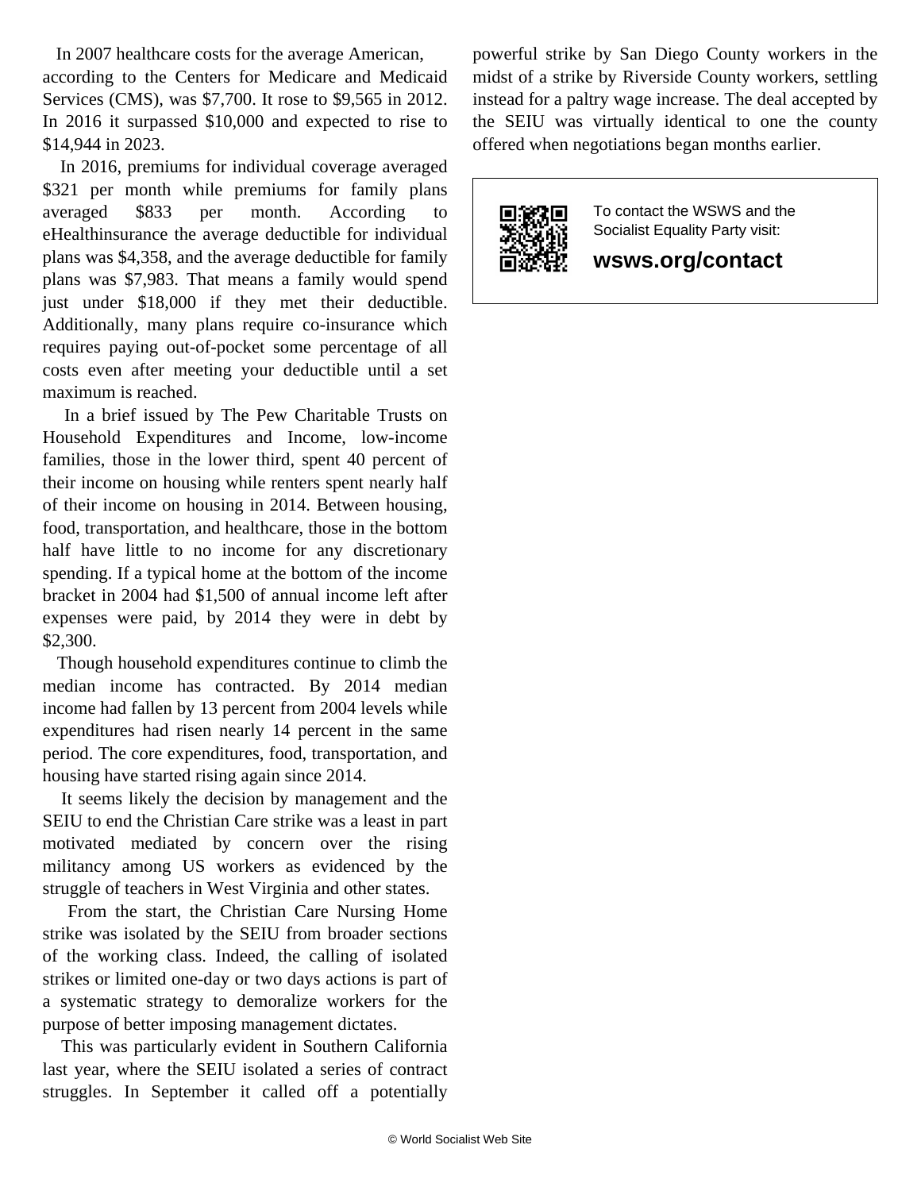In 2007 healthcare costs for the average American, according to the Centers for Medicare and Medicaid Services (CMS), was $7,700. It rose to $9,565 in 2012. In 2016 it surpassed $10,000 and expected to rise to $14,944 in 2023.

In 2016, premiums for individual coverage averaged $321 per month while premiums for family plans averaged $833 per month. According to eHealthinsurance the average deductible for individual plans was $4,358, and the average deductible for family plans was $7,983. That means a family would spend just under $18,000 if they met their deductible. Additionally, many plans require co-insurance which requires paying out-of-pocket some percentage of all costs even after meeting your deductible until a set maximum is reached.

In a brief issued by The Pew Charitable Trusts on Household Expenditures and Income, low-income families, those in the lower third, spent 40 percent of their income on housing while renters spent nearly half of their income on housing in 2014. Between housing, food, transportation, and healthcare, those in the bottom half have little to no income for any discretionary spending. If a typical home at the bottom of the income bracket in 2004 had $1,500 of annual income left after expenses were paid, by 2014 they were in debt by $2,300.

Though household expenditures continue to climb the median income has contracted. By 2014 median income had fallen by 13 percent from 2004 levels while expenditures had risen nearly 14 percent in the same period. The core expenditures, food, transportation, and housing have started rising again since 2014.

It seems likely the decision by management and the SEIU to end the Christian Care strike was a least in part motivated mediated by concern over the rising militancy among US workers as evidenced by the struggle of teachers in West Virginia and other states.

From the start, the Christian Care Nursing Home strike was isolated by the SEIU from broader sections of the working class. Indeed, the calling of isolated strikes or limited one-day or two days actions is part of a systematic strategy to demoralize workers for the purpose of better imposing management dictates.

This was particularly evident in Southern California last year, where the SEIU isolated a series of contract struggles. In September it called off a potentially powerful strike by San Diego County workers in the midst of a strike by Riverside County workers, settling instead for a paltry wage increase. The deal accepted by the SEIU was virtually identical to one the county offered when negotiations began months earlier.

To contact the WSWS and the Socialist Equality Party visit:

**wsws.org/contact**